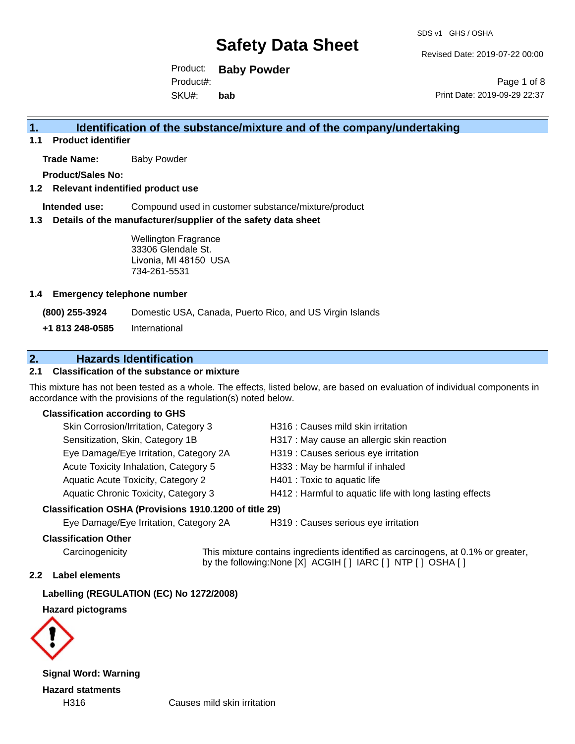# Safety Data Sheet

SDS v1 GHS / OSHA

Revised Date: 2019-07-22 00:00

Product: **Baby Powder**
Product#:
SKU#: **bab**

Print Date: 2019-09-29 22:37

## 1. Identification of the substance/mixture and of the company/undertaking

### 1.1 Product identifier

**Trade Name:** Baby Powder

**Product/Sales No:**

### 1.2 Relevant indentified product use

**Intended use:** Compound used in customer substance/mixture/product

### 1.3 Details of the manufacturer/supplier of the safety data sheet

Wellington Fragrance
33306 Glendale St.
Livonia, MI 48150 USA
734-261-5531

### 1.4 Emergency telephone number

**(800) 255-3924** Domestic USA, Canada, Puerto Rico, and US Virgin Islands

**+1 813 248-0585** International

## 2. Hazards Identification

### 2.1 Classification of the substance or mixture

This mixture has not been tested as a whole. The effects, listed below, are based on evaluation of individual components in accordance with the provisions of the regulation(s) noted below.

**Classification according to GHS**

| | |
|---|---|
| Skin Corrosion/Irritation, Category 3 | H316 : Causes mild skin irritation |
| Sensitization, Skin, Category 1B | H317 : May cause an allergic skin reaction |
| Eye Damage/Eye Irritation, Category 2A | H319 : Causes serious eye irritation |
| Acute Toxicity Inhalation, Category 5 | H333 : May be harmful if inhaled |
| Aquatic Acute Toxicity, Category 2 | H401 : Toxic to aquatic life |
| Aquatic Chronic Toxicity, Category 3 | H412 : Harmful to aquatic life with long lasting effects |

**Classification OSHA (Provisions 1910.1200 of title 29)**

| | |
|---|---|
| Eye Damage/Eye Irritation, Category 2A | H319 : Causes serious eye irritation |

**Classification Other**

Carcinogenicity: This mixture contains ingredients identified as carcinogens, at 0.1% or greater, by the following:None [X] ACGIH [ ] IARC [ ] NTP [ ] OSHA [ ]

### 2.2 Label elements

**Labelling (REGULATION (EC) No 1272/2008)**

**Hazard pictograms**

**Signal Word: Warning**

**Hazard statments**

H316 Causes mild skin irritation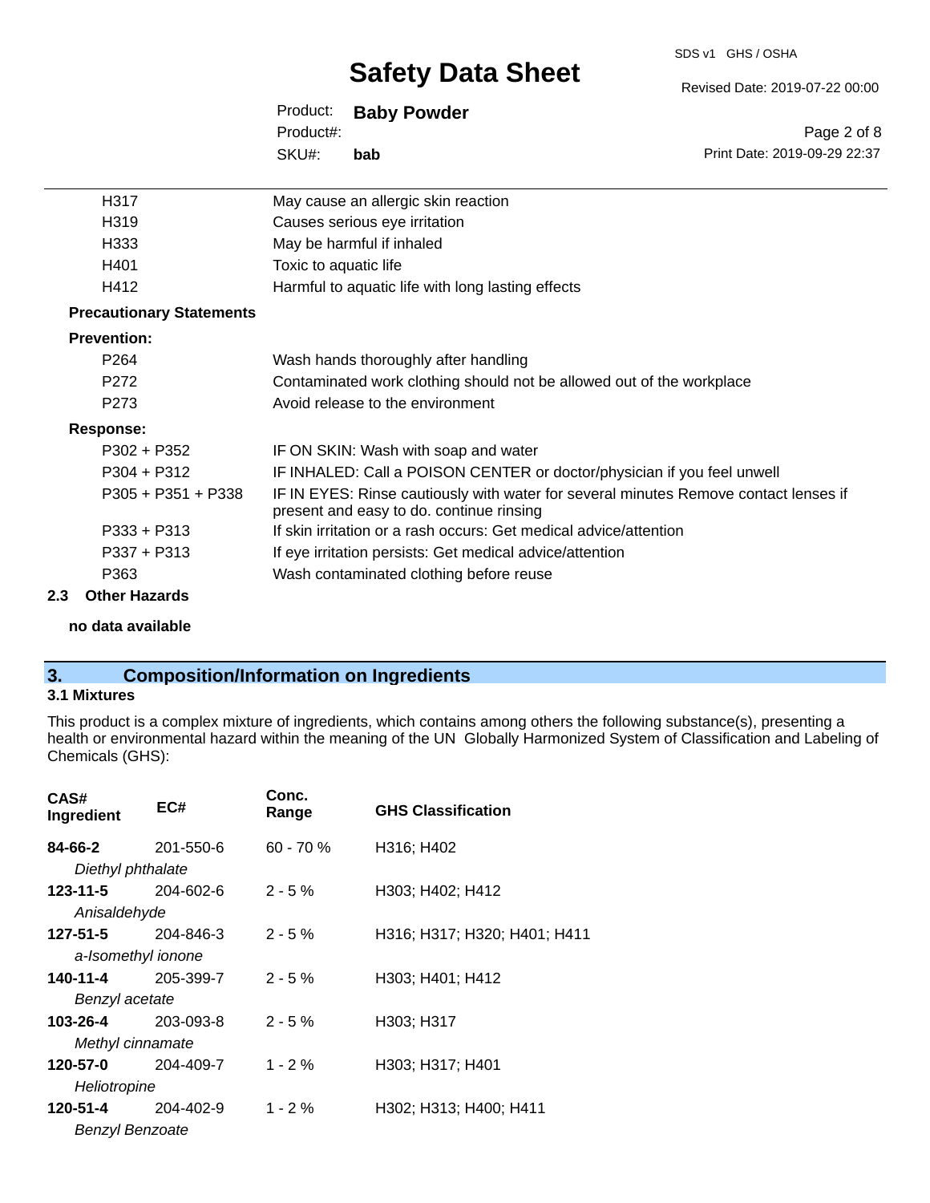| | |
|---|---|
| H317 | May cause an allergic skin reaction |
| H319 | Causes serious eye irritation |
| H333 | May be harmful if inhaled |
| H401 | Toxic to aquatic life |
| H412 | Harmful to aquatic life with long lasting effects |

**Precautionary Statements**

**Prevention:**

| | |
|---|---|
| P264 | Wash hands thoroughly after handling |
| P272 | Contaminated work clothing should not be allowed out of the workplace |
| P273 | Avoid release to the environment |

**Response:**

| | |
|---|---|
| P302 + P352 | IF ON SKIN: Wash with soap and water |
| P304 + P312 | IF INHALED: Call a POISON CENTER or doctor/physician if you feel unwell |
| P305 + P351 + P338 | IF IN EYES: Rinse cautiously with water for several minutes Remove contact lenses if present and easy to do. continue rinsing |
| P333 + P313 | If skin irritation or a rash occurs: Get medical advice/attention |
| P337 + P313 | If eye irritation persists: Get medical advice/attention |
| P363 | Wash contaminated clothing before reuse |

### 2.3 Other Hazards

**no data available**

## 3. Composition/Information on Ingredients

### 3.1 Mixtures

This product is a complex mixture of ingredients, which contains among others the following substance(s), presenting a health or environmental hazard within the meaning of the UN Globally Harmonized System of Classification and Labeling of Chemicals (GHS):

| CAS# Ingredient | EC# | Conc. Range | GHS Classification |
|---|---|---|---|
| **84-66-2** *Diethyl phthalate* | 201-550-6 | 60 - 70 % | H316; H402 |
| **123-11-5** *Anisaldehyde* | 204-602-6 | 2 - 5 % | H303; H402; H412 |
| **127-51-5** *a-Isomethyl ionone* | 204-846-3 | 2 - 5 % | H316; H317; H320; H401; H411 |
| **140-11-4** *Benzyl acetate* | 205-399-7 | 2 - 5 % | H303; H401; H412 |
| **103-26-4** *Methyl cinnamate* | 203-093-8 | 2 - 5 % | H303; H317 |
| **120-57-0** *Heliotropine* | 204-409-7 | 1 - 2 % | H303; H317; H401 |
| **120-51-4** *Benzyl Benzoate* | 204-402-9 | 1 - 2 % | H302; H313; H400; H411 |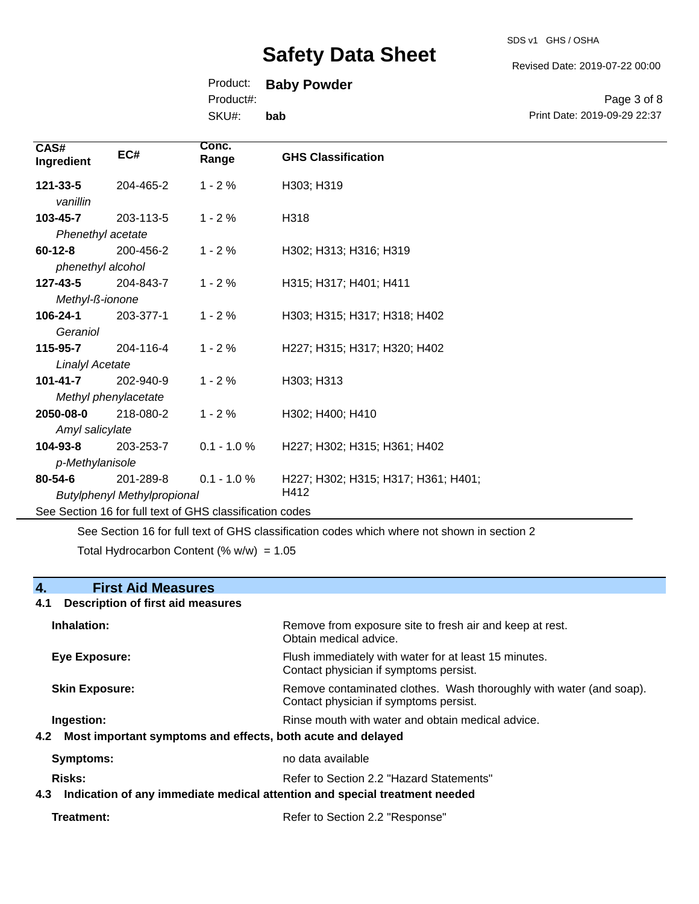| CAS# Ingredient | EC# | Conc. Range | GHS Classification |
|---|---|---|---|
| **121-33-5** *vanillin* | 204-465-2 | 1 - 2 % | H303; H319 |
| **103-45-7** *Phenethyl acetate* | 203-113-5 | 1 - 2 % | H318 |
| **60-12-8** *phenethyl alcohol* | 200-456-2 | 1 - 2 % | H302; H313; H316; H319 |
| **127-43-5** *Methyl-ß-ionone* | 204-843-7 | 1 - 2 % | H315; H317; H401; H411 |
| **106-24-1** *Geraniol* | 203-377-1 | 1 - 2 % | H303; H315; H317; H318; H402 |
| **115-95-7** *Linalyl Acetate* | 204-116-4 | 1 - 2 % | H227; H315; H317; H320; H402 |
| **101-41-7** *Methyl phenylacetate* | 202-940-9 | 1 - 2 % | H303; H313 |
| **2050-08-0** *Amyl salicylate* | 218-080-2 | 1 - 2 % | H302; H400; H410 |
| **104-93-8** *p-Methylanisole* | 203-253-7 | 0.1 - 1.0 % | H227; H302; H315; H361; H402 |
| **80-54-6** *Butylphenyl Methylpropional* | 201-289-8 | 0.1 - 1.0 % | H227; H302; H315; H317; H361; H401; H412 |

See Section 16 for full text of GHS classification codes

See Section 16 for full text of GHS classification codes which where not shown in section 2

Total Hydrocarbon Content (% w/w) = 1.05

## 4. First Aid Measures

### 4.1 Description of first aid measures

**Inhalation:** Remove from exposure site to fresh air and keep at rest. Obtain medical advice.

**Eye Exposure:** Flush immediately with water for at least 15 minutes. Contact physician if symptoms persist.

**Skin Exposure:** Remove contaminated clothes. Wash thoroughly with water (and soap). Contact physician if symptoms persist.

**Ingestion:** Rinse mouth with water and obtain medical advice.

### 4.2 Most important symptoms and effects, both acute and delayed

**Symptoms:** no data available

**Risks:** Refer to Section 2.2 "Hazard Statements"

### 4.3 Indication of any immediate medical attention and special treatment needed

**Treatment:** Refer to Section 2.2 "Response"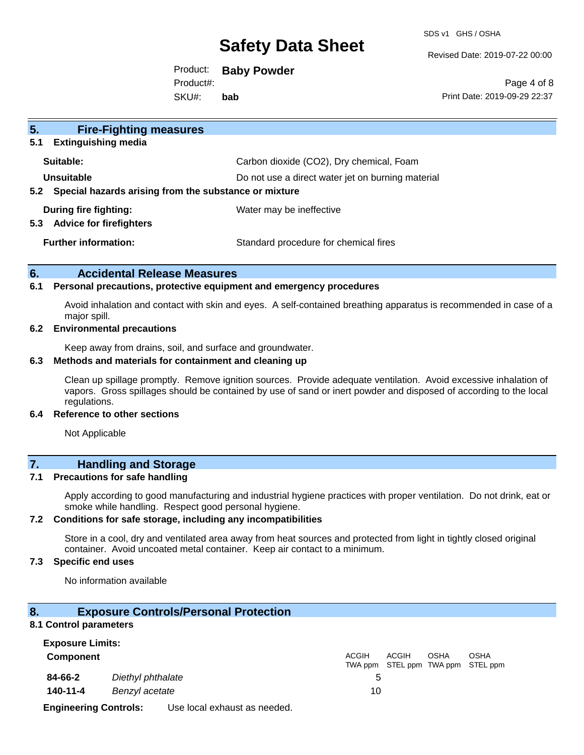## 5. Fire-Fighting measures

### 5.1 Extinguishing media

**Suitable:** Carbon dioxide ($CO_2$), Dry chemical, Foam

**Unsuitable** Do not use a direct water jet on burning material

### 5.2 Special hazards arising from the substance or mixture

**During fire fighting:** Water may be ineffective

### 5.3 Advice for firefighters

**Further information:** Standard procedure for chemical fires

## 6. Accidental Release Measures

### 6.1 Personal precautions, protective equipment and emergency procedures

Avoid inhalation and contact with skin and eyes. A self-contained breathing apparatus is recommended in case of a major spill.

### 6.2 Environmental precautions

Keep away from drains, soil, and surface and groundwater.

### 6.3 Methods and materials for containment and cleaning up

Clean up spillage promptly. Remove ignition sources. Provide adequate ventilation. Avoid excessive inhalation of vapors. Gross spillages should be contained by use of sand or inert powder and disposed of according to the local regulations.

### 6.4 Reference to other sections

Not Applicable

## 7. Handling and Storage

### 7.1 Precautions for safe handling

Apply according to good manufacturing and industrial hygiene practices with proper ventilation. Do not drink, eat or smoke while handling. Respect good personal hygiene.

### 7.2 Conditions for safe storage, including any incompatibilities

Store in a cool, dry and ventilated area away from heat sources and protected from light in tightly closed original container. Avoid uncoated metal container. Keep air contact to a minimum.

### 7.3 Specific end uses

No information available

## 8. Exposure Controls/Personal Protection

### 8.1 Control parameters

**Exposure Limits:**

| **Component** | | ACGIH TWA ppm | ACGIH STEL ppm | OSHA TWA ppm | OSHA STEL ppm |
|---|---|---|---|---|---|
| **84-66-2** | *Diethyl phthalate* | 5 | | | |
| **140-11-4** | *Benzyl acetate* | 10 | | | |

**Engineering Controls:** Use local exhaust as needed.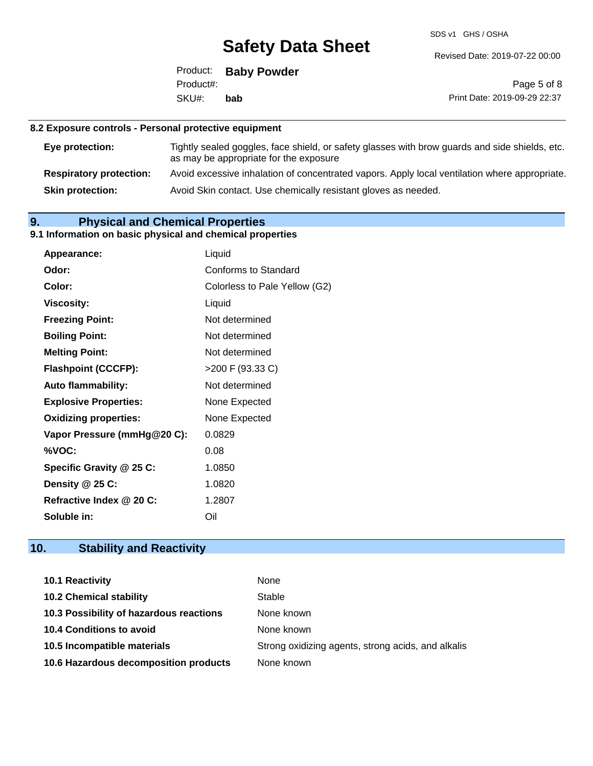### 8.2 Exposure controls - Personal protective equipment

| | |
|---|---|
| **Eye protection:** | Tightly sealed goggles, face shield, or safety glasses with brow guards and side shields, etc. as may be appropriate for the exposure |
| **Respiratory protection:** | Avoid excessive inhalation of concentrated vapors. Apply local ventilation where appropriate. |
| **Skin protection:** | Avoid Skin contact. Use chemically resistant gloves as needed. |

## 9. Physical and Chemical Properties

### 9.1 Information on basic physical and chemical properties

| | |
|---|---|
| **Appearance:** | Liquid |
| **Odor:** | Conforms to Standard |
| **Color:** | Colorless to Pale Yellow (G2) |
| **Viscosity:** | Liquid |
| **Freezing Point:** | Not determined |
| **Boiling Point:** | Not determined |
| **Melting Point:** | Not determined |
| **Flashpoint (CCCFP):** | >200 F (93.33 C) |
| **Auto flammability:** | Not determined |
| **Explosive Properties:** | None Expected |
| **Oxidizing properties:** | None Expected |
| **Vapor Pressure (mmHg@20 C):** | 0.0829 |
| **%VOC:** | 0.08 |
| **Specific Gravity @ 25 C:** | 1.0850 |
| **Density @ 25 C:** | 1.0820 |
| **Refractive Index @ 20 C:** | 1.2807 |
| **Soluble in:** | Oil |

## 10. Stability and Reactivity

| | |
|---|---|
| **10.1 Reactivity** | None |
| **10.2 Chemical stability** | Stable |
| **10.3 Possibility of hazardous reactions** | None known |
| **10.4 Conditions to avoid** | None known |
| **10.5 Incompatible materials** | Strong oxidizing agents, strong acids, and alkalis |
| **10.6 Hazardous decomposition products** | None known |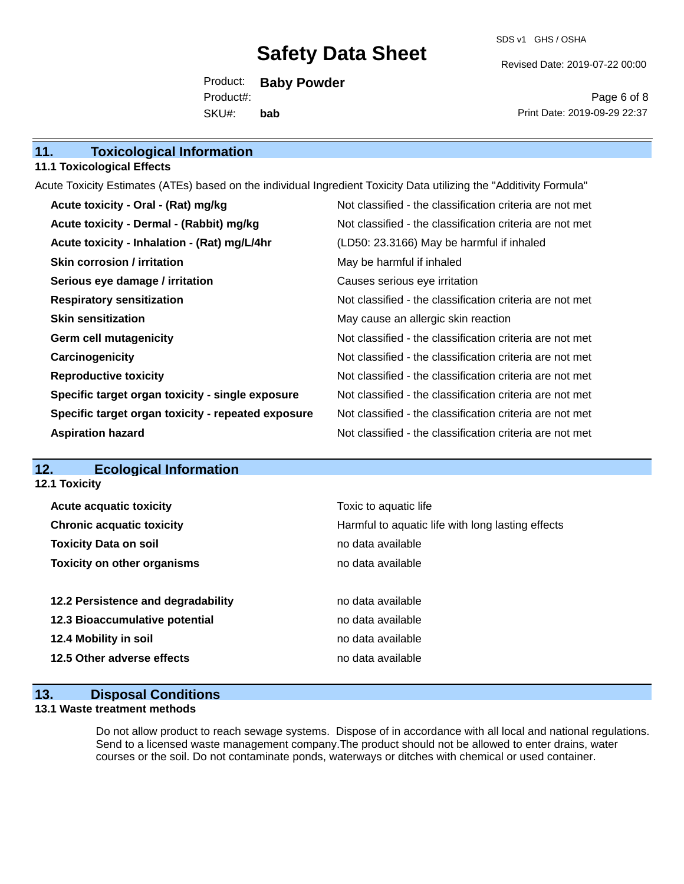## 11. Toxicological Information

### 11.1 Toxicological Effects

Acute Toxicity Estimates (ATEs) based on the individual Ingredient Toxicity Data utilizing the "Additivity Formula"

| | |
|---|---|
| **Acute toxicity - Oral - (Rat) mg/kg** | Not classified - the classification criteria are not met |
| **Acute toxicity - Dermal - (Rabbit) mg/kg** | Not classified - the classification criteria are not met |
| **Acute toxicity - Inhalation - (Rat) mg/L/4hr** | (LD50: 23.3166) May be harmful if inhaled |
| **Skin corrosion / irritation** | May be harmful if inhaled |
| **Serious eye damage / irritation** | Causes serious eye irritation |
| **Respiratory sensitization** | Not classified - the classification criteria are not met |
| **Skin sensitization** | May cause an allergic skin reaction |
| **Germ cell mutagenicity** | Not classified - the classification criteria are not met |
| **Carcinogenicity** | Not classified - the classification criteria are not met |
| **Reproductive toxicity** | Not classified - the classification criteria are not met |
| **Specific target organ toxicity - single exposure** | Not classified - the classification criteria are not met |
| **Specific target organ toxicity - repeated exposure** | Not classified - the classification criteria are not met |
| **Aspiration hazard** | Not classified - the classification criteria are not met |

## 12. Ecological Information

### 12.1 Toxicity

| | |
|---|---|
| **Acute acquatic toxicity** | Toxic to aquatic life |
| **Chronic acquatic toxicity** | Harmful to aquatic life with long lasting effects |
| **Toxicity Data on soil** | no data available |
| **Toxicity on other organisms** | no data available |

| | |
|---|---|
| **12.2 Persistence and degradability** | no data available |
| **12.3 Bioaccumulative potential** | no data available |
| **12.4 Mobility in soil** | no data available |
| **12.5 Other adverse effects** | no data available |

## 13. Disposal Conditions

### 13.1 Waste treatment methods

Do not allow product to reach sewage systems. Dispose of in accordance with all local and national regulations. Send to a licensed waste management company.The product should not be allowed to enter drains, water courses or the soil. Do not contaminate ponds, waterways or ditches with chemical or used container.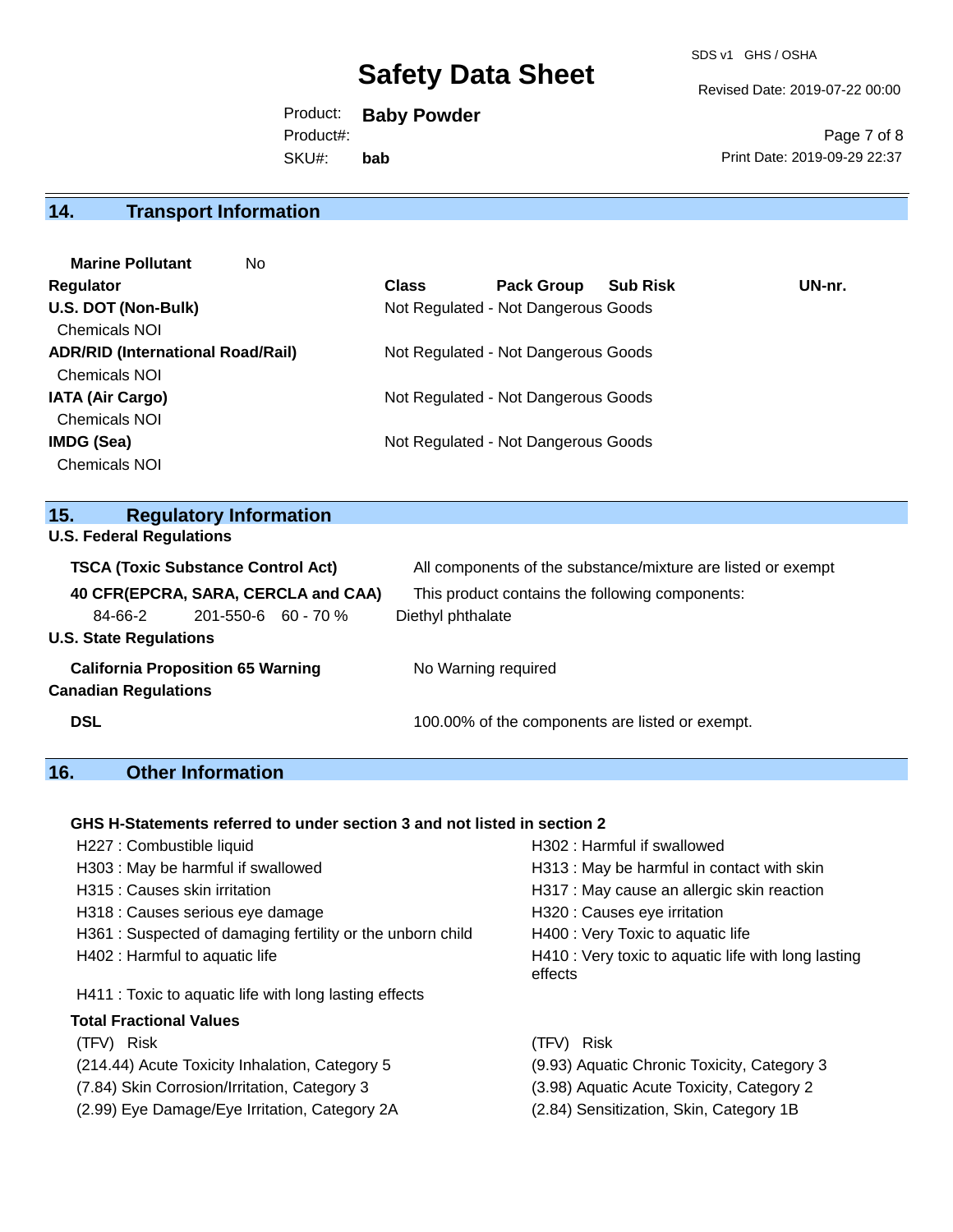## 14. Transport Information

**Marine Pollutant** No

| Regulator | Class | Pack Group | Sub Risk | UN-nr. |
|---|---|---|---|---|
| **U.S. DOT (Non-Bulk)** | Not Regulated - Not Dangerous Goods | | | |
| Chemicals NOI | | | | |
| **ADR/RID (International Road/Rail)** | Not Regulated - Not Dangerous Goods | | | |
| Chemicals NOI | | | | |
| **IATA (Air Cargo)** | Not Regulated - Not Dangerous Goods | | | |
| Chemicals NOI | | | | |
| **IMDG (Sea)** | Not Regulated - Not Dangerous Goods | | | |
| Chemicals NOI | | | | |

## 15. Regulatory Information

**U.S. Federal Regulations**

**TSCA (Toxic Substance Control Act)** All components of the substance/mixture are listed or exempt

**40 CFR(EPCRA, SARA, CERCLA and CAA)** This product contains the following components:

| 84-66-2 | 201-550-6 | 60 - 70 % | Diethyl phthalate |
|---|---|---|---|

**U.S. State Regulations**

**California Proposition 65 Warning** No Warning required

**Canadian Regulations**

**DSL** 100.00% of the components are listed or exempt.

## 16. Other Information

**GHS H-Statements referred to under section 3 and not listed in section 2**

- H227 : Combustible liquid
- H302 : Harmful if swallowed
- H303 : May be harmful if swallowed
- H313 : May be harmful in contact with skin
- H315 : Causes skin irritation
- H317 : May cause an allergic skin reaction
- H318 : Causes serious eye damage
- H320 : Causes eye irritation
- H361 : Suspected of damaging fertility or the unborn child
- H400 : Very Toxic to aquatic life
- H402 : Harmful to aquatic life
- H410 : Very toxic to aquatic life with long lasting effects
- H411 : Toxic to aquatic life with long lasting effects

**Total Fractional Values**

| (TFV) Risk | (TFV) Risk |
|---|---|
| (214.44) Acute Toxicity Inhalation, Category 5 | (9.93) Aquatic Chronic Toxicity, Category 3 |
| (7.84) Skin Corrosion/Irritation, Category 3 | (3.98) Aquatic Acute Toxicity, Category 2 |
| (2.99) Eye Damage/Eye Irritation, Category 2A | (2.84) Sensitization, Skin, Category 1B |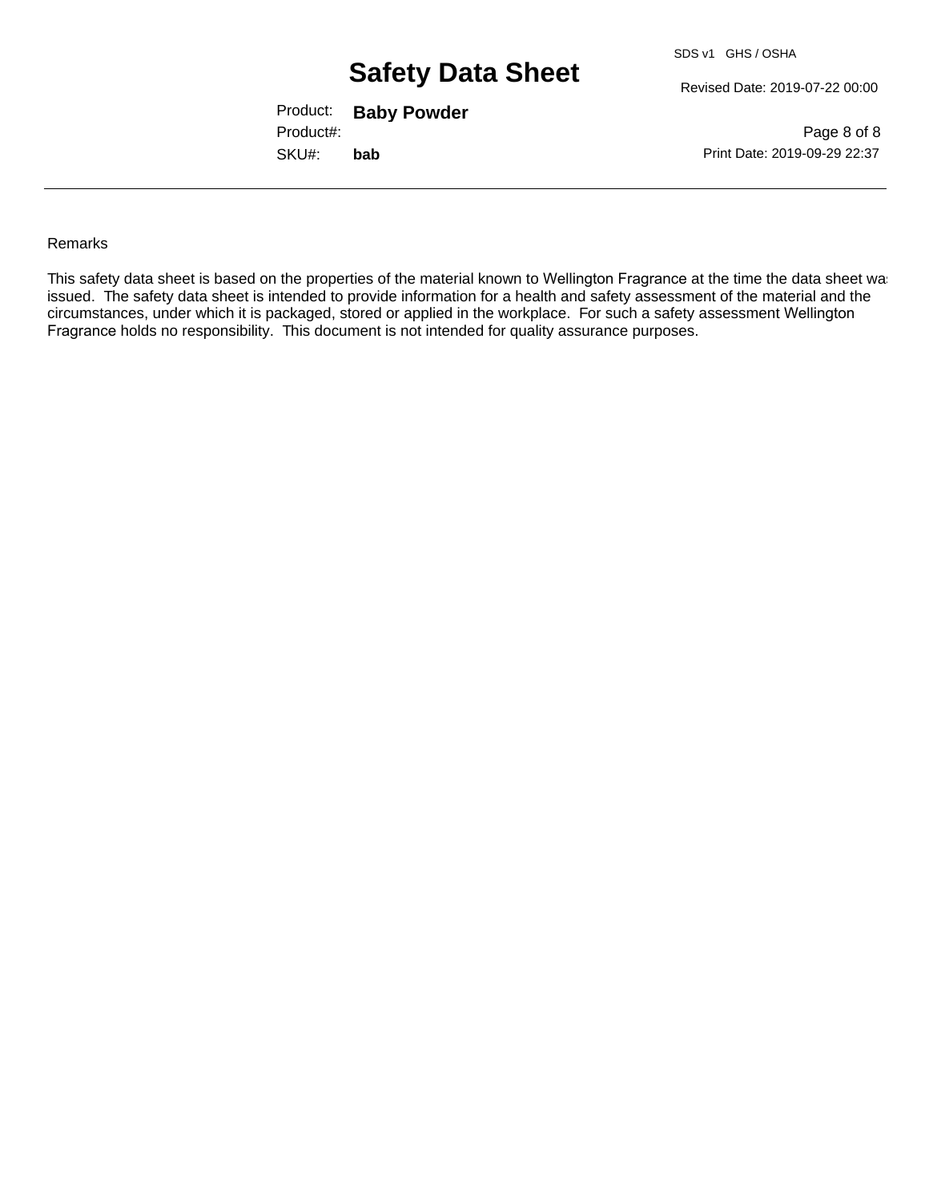Remarks

This safety data sheet is based on the properties of the material known to Wellington Fragrance at the time the data sheet was issued. The safety data sheet is intended to provide information for a health and safety assessment of the material and the circumstances, under which it is packaged, stored or applied in the workplace. For such a safety assessment Wellington Fragrance holds no responsibility. This document is not intended for quality assurance purposes.